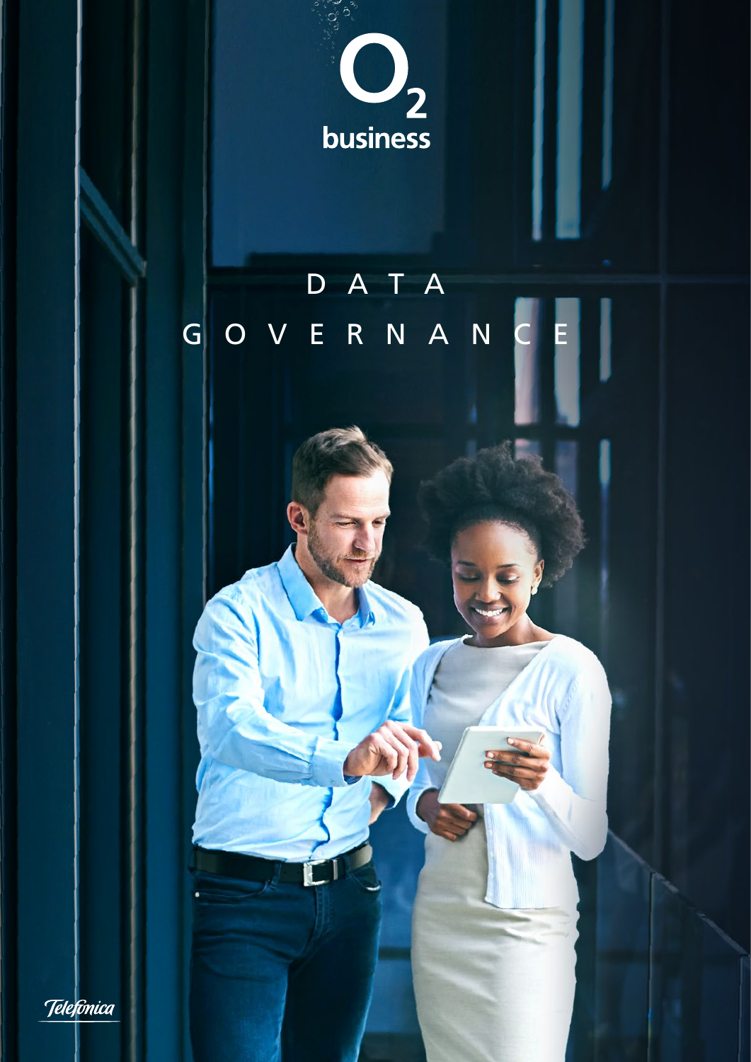O2 business

# DATA GOVERNANCE

Telefónica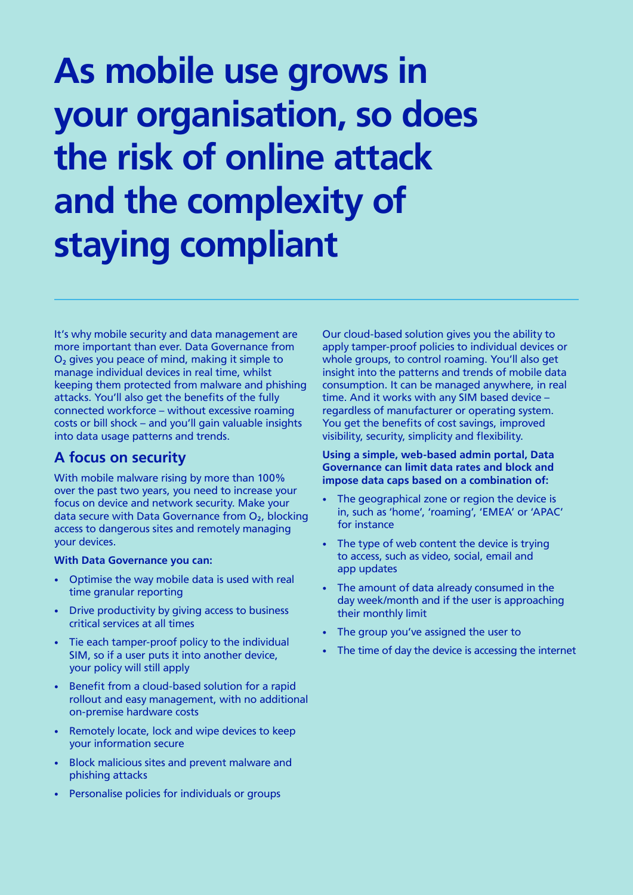# As mobile use grows in your organisation, so does the risk of online attack and the complexity of staying compliant

It's why mobile security and data management are more important than ever. Data Governance from $O_2$ gives you peace of mind, making it simple to manage individual devices in real time, whilst keeping them protected from malware and phishing attacks. You'll also get the benefits of the fully connected workforce – without excessive roaming costs or bill shock – and you'll gain valuable insights into data usage patterns and trends.

## A focus on security

With mobile malware rising by more than 100% over the past two years, you need to increase your focus on device and network security. Make your data secure with Data Governance from $O_2$, blocking access to dangerous sites and remotely managing your devices.

**With Data Governance you can:**

- Optimise the way mobile data is used with real time granular reporting
- Drive productivity by giving access to business critical services at all times
- Tie each tamper-proof policy to the individual SIM, so if a user puts it into another device, your policy will still apply
- Benefit from a cloud-based solution for a rapid rollout and easy management, with no additional on-premise hardware costs
- Remotely locate, lock and wipe devices to keep your information secure
- Block malicious sites and prevent malware and phishing attacks
- Personalise policies for individuals or groups

Our cloud-based solution gives you the ability to apply tamper-proof policies to individual devices or whole groups, to control roaming. You'll also get insight into the patterns and trends of mobile data consumption. It can be managed anywhere, in real time. And it works with any SIM based device – regardless of manufacturer or operating system. You get the benefits of cost savings, improved visibility, security, simplicity and flexibility.

**Using a simple, web-based admin portal, Data Governance can limit data rates and block and impose data caps based on a combination of:**

- The geographical zone or region the device is in, such as 'home', 'roaming', 'EMEA' or 'APAC' for instance
- The type of web content the device is trying to access, such as video, social, email and app updates
- The amount of data already consumed in the day week/month and if the user is approaching their monthly limit
- The group you've assigned the user to
- The time of day the device is accessing the internet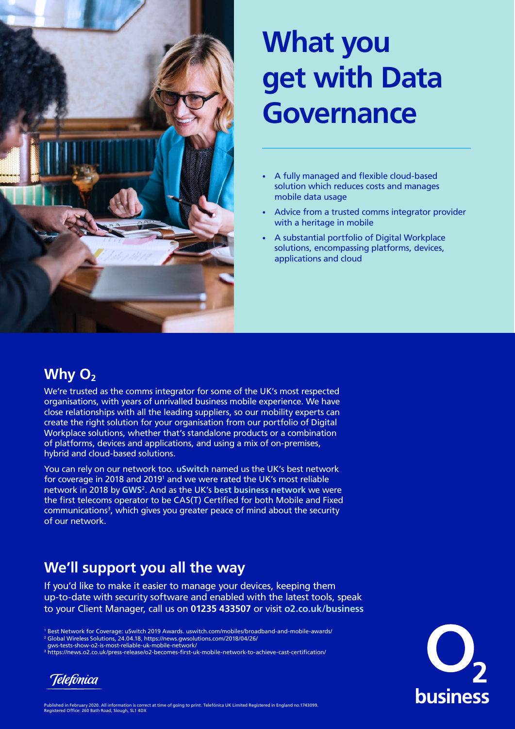# What you get with Data Governance

- A fully managed and flexible cloud-based solution which reduces costs and manages mobile data usage
- Advice from a trusted comms integrator provider with a heritage in mobile
- A substantial portfolio of Digital Workplace solutions, encompassing platforms, devices, applications and cloud

## Why $O_2$

We're trusted as the comms integrator for some of the UK's most respected organisations, with years of unrivalled business mobile experience. We have close relationships with all the leading suppliers, so our mobility experts can create the right solution for your organisation from our portfolio of Digital Workplace solutions, whether that's standalone products or a combination of platforms, devices and applications, and using a mix of on-premises, hybrid and cloud-based solutions.

You can rely on our network too. **uSwitch** named us the UK's best network for coverage in 2018 and 2019[1] and we were rated the UK's most reliable network in 2018 by **GWS**[2]. And as the UK's **best business network** we were the first telecoms operator to be CAS(T) Certified for both Mobile and Fixed communications[3], which gives you greater peace of mind about the security of our network.

## We'll support you all the way

If you'd like to make it easier to manage your devices, keeping them up-to-date with security software and enabled with the latest tools, speak to your Client Manager, call us on **01235 433507** or visit **o2.co.uk/business**

[1] Best Network for Coverage: uSwitch 2019 Awards. uswitch.com/mobiles/broadband-and-mobile-awards/
[2] Global Wireless Solutions, 24.04.18, https://news.gwsolutions.com/2018/04/26/gws-tests-show-o2-is-most-reliable-uk-mobile-network/
[3] https://news.o2.co.uk/press-release/o2-becomes-first-uk-mobile-network-to-achieve-cast-certification/

Telefónica

$O_2$ business

Published in February 2020. All information is correct at time of going to print. Telefónica UK Limited Registered in England no.1743099. Registered Office: 260 Bath Road, Slough, SL1 4DX